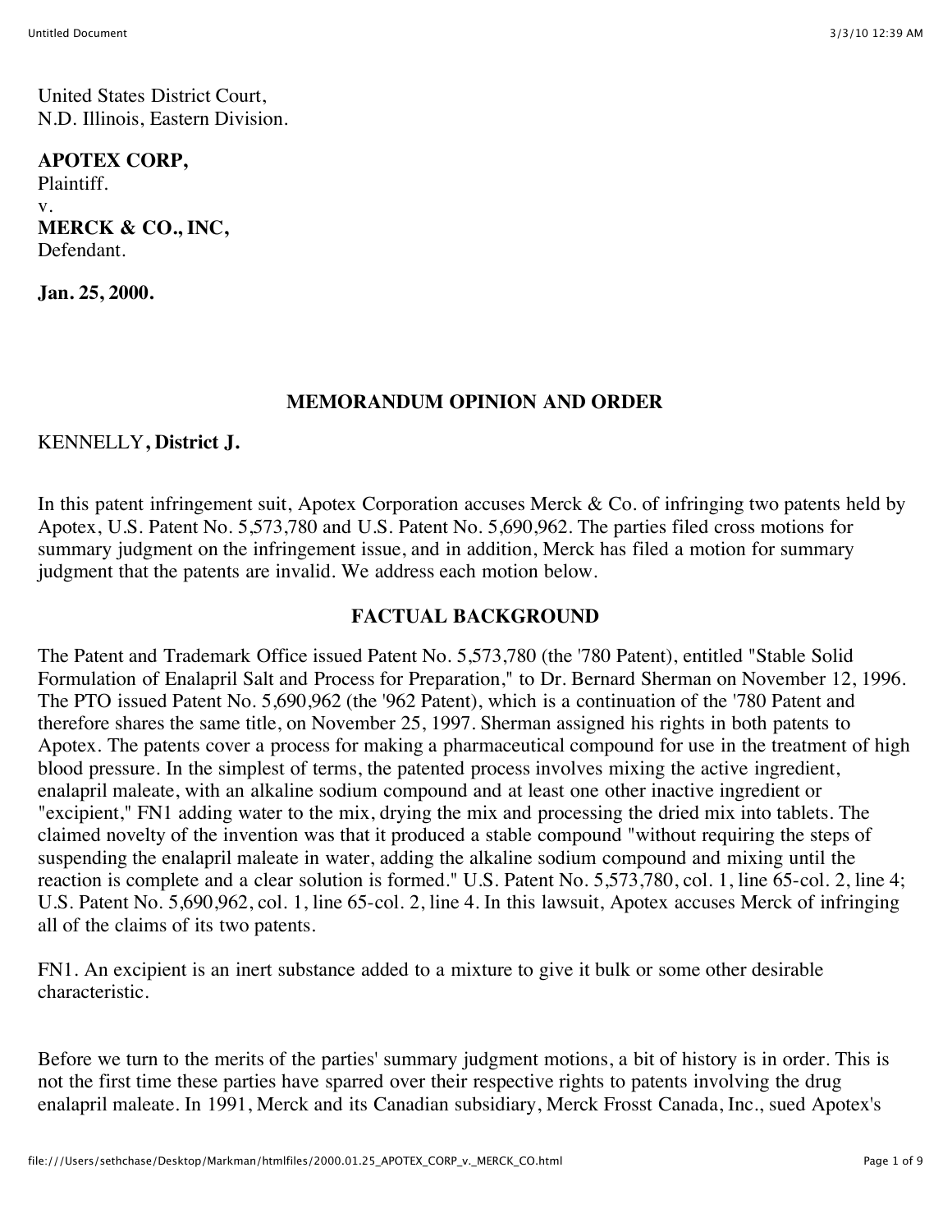United States District Court,
N.D. Illinois, Eastern Division.

**APOTEX CORP,**
Plaintiff.
v.
**MERCK & CO., INC,**
Defendant.

**Jan. 25, 2000.**

## MEMORANDUM OPINION AND ORDER

KENNELLY**, District J.**

In this patent infringement suit, Apotex Corporation accuses Merck & Co. of infringing two patents held by Apotex, U.S. Patent No. 5,573,780 and U.S. Patent No. 5,690,962. The parties filed cross motions for summary judgment on the infringement issue, and in addition, Merck has filed a motion for summary judgment that the patents are invalid. We address each motion below.

## FACTUAL BACKGROUND

The Patent and Trademark Office issued Patent No. 5,573,780 (the '780 Patent), entitled "Stable Solid Formulation of Enalapril Salt and Process for Preparation," to Dr. Bernard Sherman on November 12, 1996. The PTO issued Patent No. 5,690,962 (the '962 Patent), which is a continuation of the '780 Patent and therefore shares the same title, on November 25, 1997. Sherman assigned his rights in both patents to Apotex. The patents cover a process for making a pharmaceutical compound for use in the treatment of high blood pressure. In the simplest of terms, the patented process involves mixing the active ingredient, enalapril maleate, with an alkaline sodium compound and at least one other inactive ingredient or "excipient," FN1 adding water to the mix, drying the mix and processing the dried mix into tablets. The claimed novelty of the invention was that it produced a stable compound "without requiring the steps of suspending the enalapril maleate in water, adding the alkaline sodium compound and mixing until the reaction is complete and a clear solution is formed." U.S. Patent No. 5,573,780, col. 1, line 65-col. 2, line 4; U.S. Patent No. 5,690,962, col. 1, line 65-col. 2, line 4. In this lawsuit, Apotex accuses Merck of infringing all of the claims of its two patents.

FN1. An excipient is an inert substance added to a mixture to give it bulk or some other desirable characteristic.

Before we turn to the merits of the parties' summary judgment motions, a bit of history is in order. This is not the first time these parties have sparred over their respective rights to patents involving the drug enalapril maleate. In 1991, Merck and its Canadian subsidiary, Merck Frosst Canada, Inc., sued Apotex's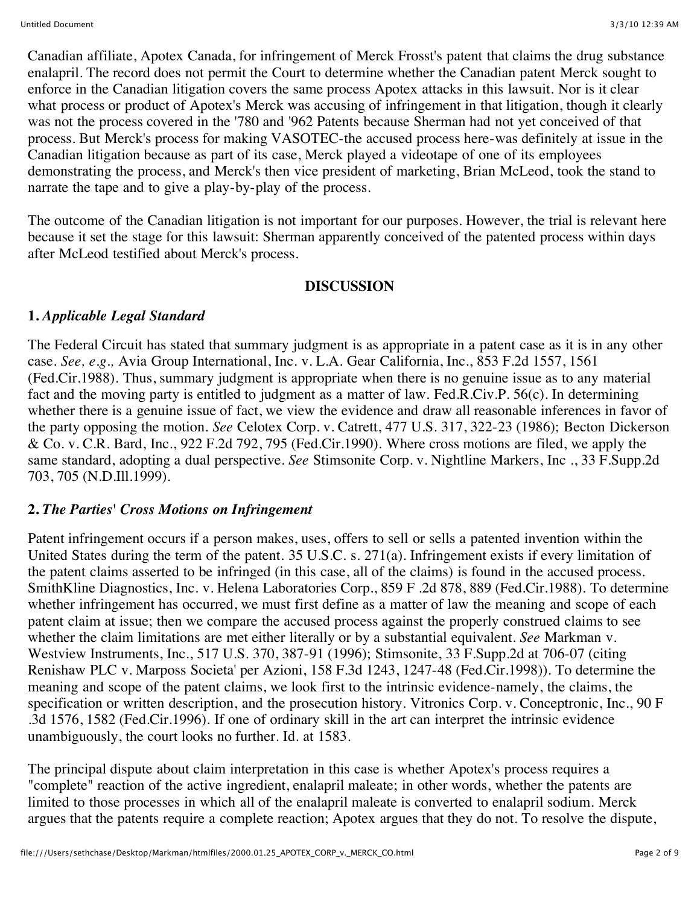Canadian affiliate, Apotex Canada, for infringement of Merck Frosst's patent that claims the drug substance enalapril. The record does not permit the Court to determine whether the Canadian patent Merck sought to enforce in the Canadian litigation covers the same process Apotex attacks in this lawsuit. Nor is it clear what process or product of Apotex's Merck was accusing of infringement in that litigation, though it clearly was not the process covered in the '780 and '962 Patents because Sherman had not yet conceived of that process. But Merck's process for making VASOTEC-the accused process here-was definitely at issue in the Canadian litigation because as part of its case, Merck played a videotape of one of its employees demonstrating the process, and Merck's then vice president of marketing, Brian McLeod, took the stand to narrate the tape and to give a play-by-play of the process.

The outcome of the Canadian litigation is not important for our purposes. However, the trial is relevant here because it set the stage for this lawsuit: Sherman apparently conceived of the patented process within days after McLeod testified about Merck's process.

## DISCUSSION

### 1. *Applicable Legal Standard*

The Federal Circuit has stated that summary judgment is as appropriate in a patent case as it is in any other case. *See, e.g.,* Avia Group International, Inc. v. L.A. Gear California, Inc., 853 F.2d 1557, 1561 (Fed.Cir.1988). Thus, summary judgment is appropriate when there is no genuine issue as to any material fact and the moving party is entitled to judgment as a matter of law. Fed.R.Civ.P. 56(c). In determining whether there is a genuine issue of fact, we view the evidence and draw all reasonable inferences in favor of the party opposing the motion. *See* Celotex Corp. v. Catrett, 477 U.S. 317, 322-23 (1986); Becton Dickerson & Co. v. C.R. Bard, Inc., 922 F.2d 792, 795 (Fed.Cir.1990). Where cross motions are filed, we apply the same standard, adopting a dual perspective. *See* Stimsonite Corp. v. Nightline Markers, Inc ., 33 F.Supp.2d 703, 705 (N.D.Ill.1999).

### 2. *The Parties' Cross Motions on Infringement*

Patent infringement occurs if a person makes, uses, offers to sell or sells a patented invention within the United States during the term of the patent. 35 U.S.C. s. 271(a). Infringement exists if every limitation of the patent claims asserted to be infringed (in this case, all of the claims) is found in the accused process. SmithKline Diagnostics, Inc. v. Helena Laboratories Corp., 859 F .2d 878, 889 (Fed.Cir.1988). To determine whether infringement has occurred, we must first define as a matter of law the meaning and scope of each patent claim at issue; then we compare the accused process against the properly construed claims to see whether the claim limitations are met either literally or by a substantial equivalent. *See* Markman v. Westview Instruments, Inc., 517 U.S. 370, 387-91 (1996); Stimsonite, 33 F.Supp.2d at 706-07 (citing Renishaw PLC v. Marposs Societa' per Azioni, 158 F.3d 1243, 1247-48 (Fed.Cir.1998)). To determine the meaning and scope of the patent claims, we look first to the intrinsic evidence-namely, the claims, the specification or written description, and the prosecution history. Vitronics Corp. v. Conceptronic, Inc., 90 F .3d 1576, 1582 (Fed.Cir.1996). If one of ordinary skill in the art can interpret the intrinsic evidence unambiguously, the court looks no further. Id. at 1583.

The principal dispute about claim interpretation in this case is whether Apotex's process requires a "complete" reaction of the active ingredient, enalapril maleate; in other words, whether the patents are limited to those processes in which all of the enalapril maleate is converted to enalapril sodium. Merck argues that the patents require a complete reaction; Apotex argues that they do not. To resolve the dispute,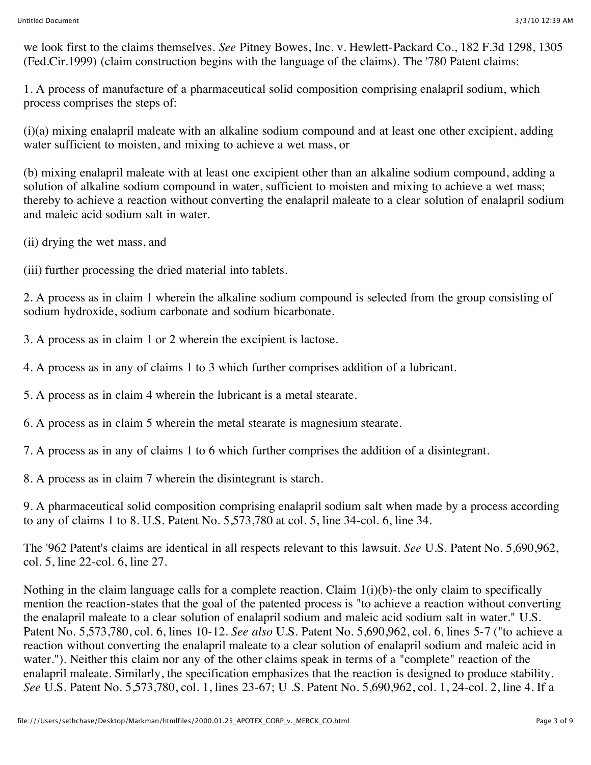we look first to the claims themselves. *See* Pitney Bowes, Inc. v. Hewlett-Packard Co., 182 F.3d 1298, 1305 (Fed.Cir.1999) (claim construction begins with the language of the claims). The '780 Patent claims:

1. A process of manufacture of a pharmaceutical solid composition comprising enalapril sodium, which process comprises the steps of:

(i)(a) mixing enalapril maleate with an alkaline sodium compound and at least one other excipient, adding water sufficient to moisten, and mixing to achieve a wet mass, or

(b) mixing enalapril maleate with at least one excipient other than an alkaline sodium compound, adding a solution of alkaline sodium compound in water, sufficient to moisten and mixing to achieve a wet mass; thereby to achieve a reaction without converting the enalapril maleate to a clear solution of enalapril sodium and maleic acid sodium salt in water.

(ii) drying the wet mass, and

(iii) further processing the dried material into tablets.

2. A process as in claim 1 wherein the alkaline sodium compound is selected from the group consisting of sodium hydroxide, sodium carbonate and sodium bicarbonate.

3. A process as in claim 1 or 2 wherein the excipient is lactose.

4. A process as in any of claims 1 to 3 which further comprises addition of a lubricant.

5. A process as in claim 4 wherein the lubricant is a metal stearate.

6. A process as in claim 5 wherein the metal stearate is magnesium stearate.

7. A process as in any of claims 1 to 6 which further comprises the addition of a disintegrant.

8. A process as in claim 7 wherein the disintegrant is starch.

9. A pharmaceutical solid composition comprising enalapril sodium salt when made by a process according to any of claims 1 to 8. U.S. Patent No. 5,573,780 at col. 5, line 34-col. 6, line 34.

The '962 Patent's claims are identical in all respects relevant to this lawsuit. *See* U.S. Patent No. 5,690,962, col. 5, line 22-col. 6, line 27.

Nothing in the claim language calls for a complete reaction. Claim 1(i)(b)-the only claim to specifically mention the reaction-states that the goal of the patented process is "to achieve a reaction without converting the enalapril maleate to a clear solution of enalapril sodium and maleic acid sodium salt in water." U.S. Patent No. 5,573,780, col. 6, lines 10-12. *See also* U.S. Patent No. 5,690,962, col. 6, lines 5-7 ("to achieve a reaction without converting the enalapril maleate to a clear solution of enalapril sodium and maleic acid in water."). Neither this claim nor any of the other claims speak in terms of a "complete" reaction of the enalapril maleate. Similarly, the specification emphasizes that the reaction is designed to produce stability. *See* U.S. Patent No. 5,573,780, col. 1, lines 23-67; U .S. Patent No. 5,690,962, col. 1, 24-col. 2, line 4. If a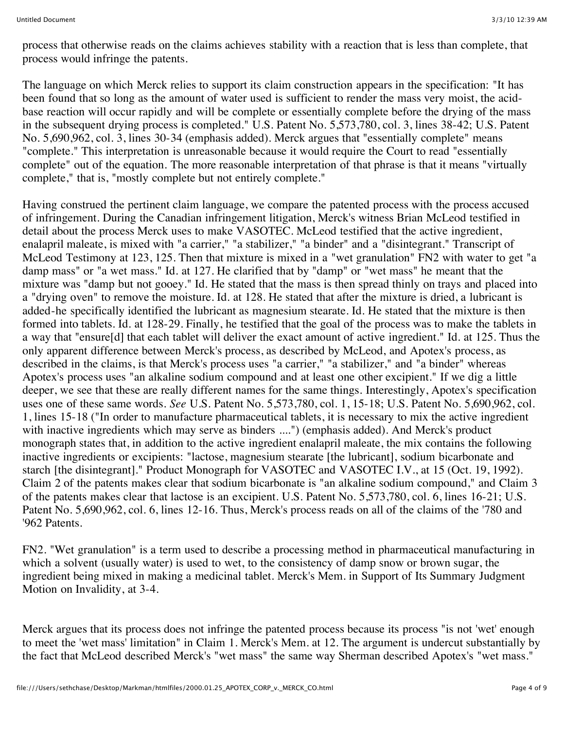process that otherwise reads on the claims achieves stability with a reaction that is less than complete, that process would infringe the patents.

The language on which Merck relies to support its claim construction appears in the specification: "It has been found that so long as the amount of water used is sufficient to render the mass very moist, the acid-base reaction will occur rapidly and will be complete or essentially complete before the drying of the mass in the subsequent drying process is completed." U.S. Patent No. 5,573,780, col. 3, lines 38-42; U.S. Patent No. 5,690,962, col. 3, lines 30-34 (emphasis added). Merck argues that "essentially complete" means "complete." This interpretation is unreasonable because it would require the Court to read "essentially complete" out of the equation. The more reasonable interpretation of that phrase is that it means "virtually complete," that is, "mostly complete but not entirely complete."

Having construed the pertinent claim language, we compare the patented process with the process accused of infringement. During the Canadian infringement litigation, Merck's witness Brian McLeod testified in detail about the process Merck uses to make VASOTEC. McLeod testified that the active ingredient, enalapril maleate, is mixed with "a carrier," "a stabilizer," "a binder" and a "disintegrant." Transcript of McLeod Testimony at 123, 125. Then that mixture is mixed in a "wet granulation" FN2 with water to get "a damp mass" or "a wet mass." Id. at 127. He clarified that by "damp" or "wet mass" he meant that the mixture was "damp but not gooey." Id. He stated that the mass is then spread thinly on trays and placed into a "drying oven" to remove the moisture. Id. at 128. He stated that after the mixture is dried, a lubricant is added-he specifically identified the lubricant as magnesium stearate. Id. He stated that the mixture is then formed into tablets. Id. at 128-29. Finally, he testified that the goal of the process was to make the tablets in a way that "ensure[d] that each tablet will deliver the exact amount of active ingredient." Id. at 125. Thus the only apparent difference between Merck's process, as described by McLeod, and Apotex's process, as described in the claims, is that Merck's process uses "a carrier," "a stabilizer," and "a binder" whereas Apotex's process uses "an alkaline sodium compound and at least one other excipient." If we dig a little deeper, we see that these are really different names for the same things. Interestingly, Apotex's specification uses one of these same words. *See* U.S. Patent No. 5,573,780, col. 1, 15-18; U.S. Patent No. 5,690,962, col. 1, lines 15-18 ("In order to manufacture pharmaceutical tablets, it is necessary to mix the active ingredient with inactive ingredients which may serve as binders ....") (emphasis added). And Merck's product monograph states that, in addition to the active ingredient enalapril maleate, the mix contains the following inactive ingredients or excipients: "lactose, magnesium stearate [the lubricant], sodium bicarbonate and starch [the disintegrant]." Product Monograph for VASOTEC and VASOTEC I.V., at 15 (Oct. 19, 1992). Claim 2 of the patents makes clear that sodium bicarbonate is "an alkaline sodium compound," and Claim 3 of the patents makes clear that lactose is an excipient. U.S. Patent No. 5,573,780, col. 6, lines 16-21; U.S. Patent No. 5,690,962, col. 6, lines 12-16. Thus, Merck's process reads on all of the claims of the '780 and '962 Patents.

FN2. "Wet granulation" is a term used to describe a processing method in pharmaceutical manufacturing in which a solvent (usually water) is used to wet, to the consistency of damp snow or brown sugar, the ingredient being mixed in making a medicinal tablet. Merck's Mem. in Support of Its Summary Judgment Motion on Invalidity, at 3-4.

Merck argues that its process does not infringe the patented process because its process "is not 'wet' enough to meet the 'wet mass' limitation" in Claim 1. Merck's Mem. at 12. The argument is undercut substantially by the fact that McLeod described Merck's "wet mass" the same way Sherman described Apotex's "wet mass."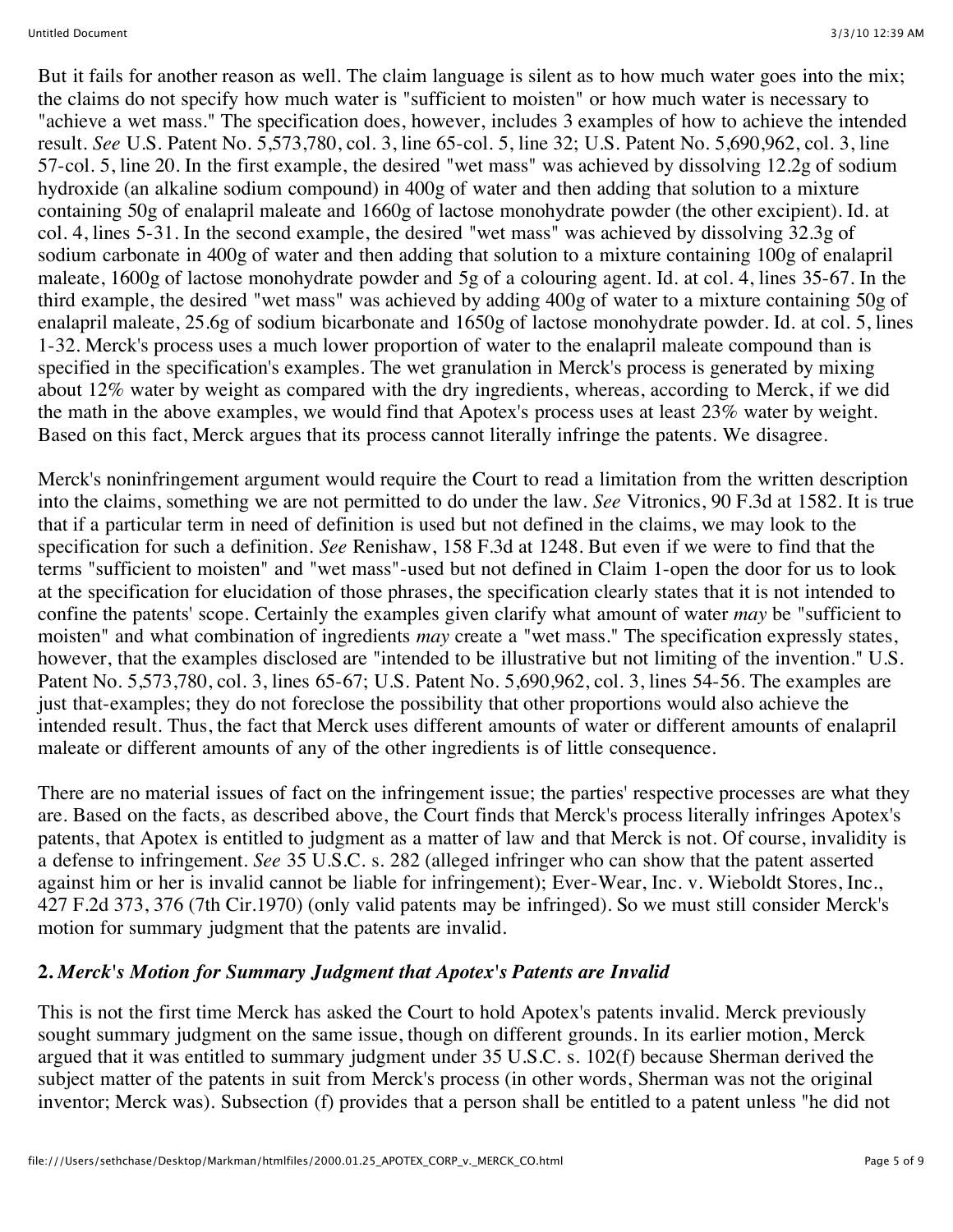But it fails for another reason as well. The claim language is silent as to how much water goes into the mix; the claims do not specify how much water is "sufficient to moisten" or how much water is necessary to "achieve a wet mass." The specification does, however, includes 3 examples of how to achieve the intended result. *See* U.S. Patent No. 5,573,780, col. 3, line 65-col. 5, line 32; U.S. Patent No. 5,690,962, col. 3, line 57-col. 5, line 20. In the first example, the desired "wet mass" was achieved by dissolving 12.2g of sodium hydroxide (an alkaline sodium compound) in 400g of water and then adding that solution to a mixture containing 50g of enalapril maleate and 1660g of lactose monohydrate powder (the other excipient). Id. at col. 4, lines 5-31. In the second example, the desired "wet mass" was achieved by dissolving 32.3g of sodium carbonate in 400g of water and then adding that solution to a mixture containing 100g of enalapril maleate, 1600g of lactose monohydrate powder and 5g of a colouring agent. Id. at col. 4, lines 35-67. In the third example, the desired "wet mass" was achieved by adding 400g of water to a mixture containing 50g of enalapril maleate, 25.6g of sodium bicarbonate and 1650g of lactose monohydrate powder. Id. at col. 5, lines 1-32. Merck's process uses a much lower proportion of water to the enalapril maleate compound than is specified in the specification's examples. The wet granulation in Merck's process is generated by mixing about 12% water by weight as compared with the dry ingredients, whereas, according to Merck, if we did the math in the above examples, we would find that Apotex's process uses at least 23% water by weight. Based on this fact, Merck argues that its process cannot literally infringe the patents. We disagree.

Merck's noninfringement argument would require the Court to read a limitation from the written description into the claims, something we are not permitted to do under the law. *See* Vitronics, 90 F.3d at 1582. It is true that if a particular term in need of definition is used but not defined in the claims, we may look to the specification for such a definition. *See* Renishaw, 158 F.3d at 1248. But even if we were to find that the terms "sufficient to moisten" and "wet mass"-used but not defined in Claim 1-open the door for us to look at the specification for elucidation of those phrases, the specification clearly states that it is not intended to confine the patents' scope. Certainly the examples given clarify what amount of water *may* be "sufficient to moisten" and what combination of ingredients *may* create a "wet mass." The specification expressly states, however, that the examples disclosed are "intended to be illustrative but not limiting of the invention." U.S. Patent No. 5,573,780, col. 3, lines 65-67; U.S. Patent No. 5,690,962, col. 3, lines 54-56. The examples are just that-examples; they do not foreclose the possibility that other proportions would also achieve the intended result. Thus, the fact that Merck uses different amounts of water or different amounts of enalapril maleate or different amounts of any of the other ingredients is of little consequence.

There are no material issues of fact on the infringement issue; the parties' respective processes are what they are. Based on the facts, as described above, the Court finds that Merck's process literally infringes Apotex's patents, that Apotex is entitled to judgment as a matter of law and that Merck is not. Of course, invalidity is a defense to infringement. *See* 35 U.S.C. s. 282 (alleged infringer who can show that the patent asserted against him or her is invalid cannot be liable for infringement); Ever-Wear, Inc. v. Wieboldt Stores, Inc., 427 F.2d 373, 376 (7th Cir.1970) (only valid patents may be infringed). So we must still consider Merck's motion for summary judgment that the patents are invalid.

## 2. *Merck's Motion for Summary Judgment that Apotex's Patents are Invalid*

This is not the first time Merck has asked the Court to hold Apotex's patents invalid. Merck previously sought summary judgment on the same issue, though on different grounds. In its earlier motion, Merck argued that it was entitled to summary judgment under 35 U.S.C. s. 102(f) because Sherman derived the subject matter of the patents in suit from Merck's process (in other words, Sherman was not the original inventor; Merck was). Subsection (f) provides that a person shall be entitled to a patent unless "he did not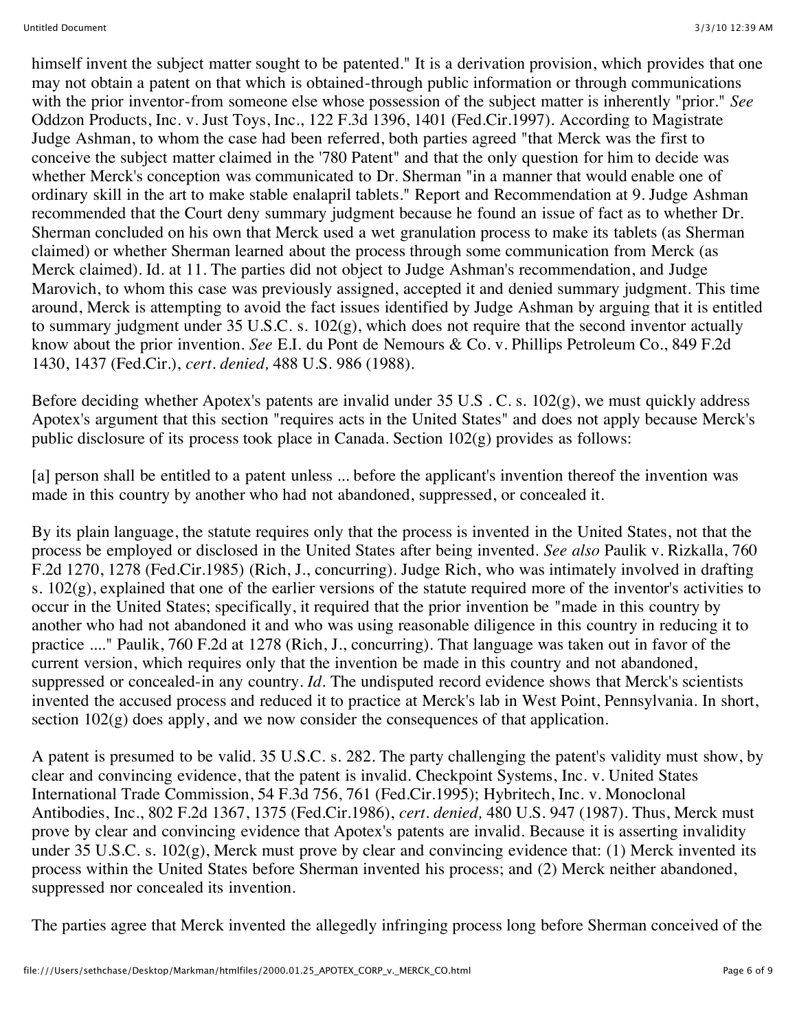himself invent the subject matter sought to be patented." It is a derivation provision, which provides that one may not obtain a patent on that which is obtained-through public information or through communications with the prior inventor-from someone else whose possession of the subject matter is inherently "prior." *See* Oddzon Products, Inc. v. Just Toys, Inc., 122 F.3d 1396, 1401 (Fed.Cir.1997). According to Magistrate Judge Ashman, to whom the case had been referred, both parties agreed "that Merck was the first to conceive the subject matter claimed in the '780 Patent" and that the only question for him to decide was whether Merck's conception was communicated to Dr. Sherman "in a manner that would enable one of ordinary skill in the art to make stable enalapril tablets." Report and Recommendation at 9. Judge Ashman recommended that the Court deny summary judgment because he found an issue of fact as to whether Dr. Sherman concluded on his own that Merck used a wet granulation process to make its tablets (as Sherman claimed) or whether Sherman learned about the process through some communication from Merck (as Merck claimed). Id. at 11. The parties did not object to Judge Ashman's recommendation, and Judge Marovich, to whom this case was previously assigned, accepted it and denied summary judgment. This time around, Merck is attempting to avoid the fact issues identified by Judge Ashman by arguing that it is entitled to summary judgment under 35 U.S.C. s. 102(g), which does not require that the second inventor actually know about the prior invention. *See* E.I. du Pont de Nemours & Co. v. Phillips Petroleum Co., 849 F.2d 1430, 1437 (Fed.Cir.), *cert. denied,* 488 U.S. 986 (1988).

Before deciding whether Apotex's patents are invalid under 35 U.S . C. s. 102(g), we must quickly address Apotex's argument that this section "requires acts in the United States" and does not apply because Merck's public disclosure of its process took place in Canada. Section 102(g) provides as follows:

[a] person shall be entitled to a patent unless ... before the applicant's invention thereof the invention was made in this country by another who had not abandoned, suppressed, or concealed it.

By its plain language, the statute requires only that the process is invented in the United States, not that the process be employed or disclosed in the United States after being invented. *See also* Paulik v. Rizkalla, 760 F.2d 1270, 1278 (Fed.Cir.1985) (Rich, J., concurring). Judge Rich, who was intimately involved in drafting s. 102(g), explained that one of the earlier versions of the statute required more of the inventor's activities to occur in the United States; specifically, it required that the prior invention be "made in this country by another who had not abandoned it and who was using reasonable diligence in this country in reducing it to practice ...." Paulik, 760 F.2d at 1278 (Rich, J., concurring). That language was taken out in favor of the current version, which requires only that the invention be made in this country and not abandoned, suppressed or concealed-in any country. *Id*. The undisputed record evidence shows that Merck's scientists invented the accused process and reduced it to practice at Merck's lab in West Point, Pennsylvania. In short, section 102(g) does apply, and we now consider the consequences of that application.

A patent is presumed to be valid. 35 U.S.C. s. 282. The party challenging the patent's validity must show, by clear and convincing evidence, that the patent is invalid. Checkpoint Systems, Inc. v. United States International Trade Commission, 54 F.3d 756, 761 (Fed.Cir.1995); Hybritech, Inc. v. Monoclonal Antibodies, Inc., 802 F.2d 1367, 1375 (Fed.Cir.1986), *cert. denied,* 480 U.S. 947 (1987). Thus, Merck must prove by clear and convincing evidence that Apotex's patents are invalid. Because it is asserting invalidity under 35 U.S.C. s. 102(g), Merck must prove by clear and convincing evidence that: (1) Merck invented its process within the United States before Sherman invented his process; and (2) Merck neither abandoned, suppressed nor concealed its invention.

The parties agree that Merck invented the allegedly infringing process long before Sherman conceived of the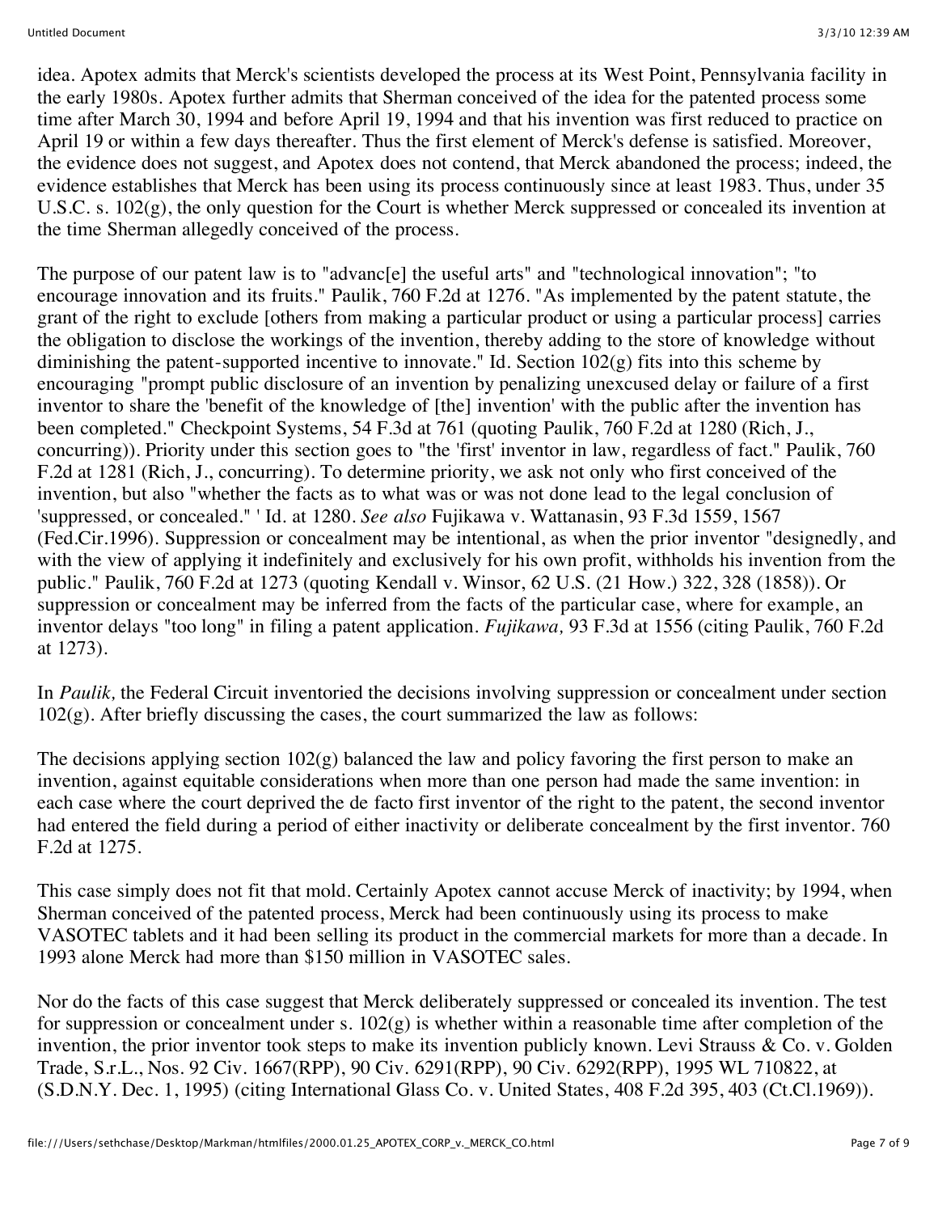idea. Apotex admits that Merck's scientists developed the process at its West Point, Pennsylvania facility in the early 1980s. Apotex further admits that Sherman conceived of the idea for the patented process some time after March 30, 1994 and before April 19, 1994 and that his invention was first reduced to practice on April 19 or within a few days thereafter. Thus the first element of Merck's defense is satisfied. Moreover, the evidence does not suggest, and Apotex does not contend, that Merck abandoned the process; indeed, the evidence establishes that Merck has been using its process continuously since at least 1983. Thus, under 35 U.S.C. s. 102(g), the only question for the Court is whether Merck suppressed or concealed its invention at the time Sherman allegedly conceived of the process.

The purpose of our patent law is to "advanc[e] the useful arts" and "technological innovation"; "to encourage innovation and its fruits." Paulik, 760 F.2d at 1276. "As implemented by the patent statute, the grant of the right to exclude [others from making a particular product or using a particular process] carries the obligation to disclose the workings of the invention, thereby adding to the store of knowledge without diminishing the patent-supported incentive to innovate." Id. Section 102(g) fits into this scheme by encouraging "prompt public disclosure of an invention by penalizing unexcused delay or failure of a first inventor to share the 'benefit of the knowledge of [the] invention' with the public after the invention has been completed." Checkpoint Systems, 54 F.3d at 761 (quoting Paulik, 760 F.2d at 1280 (Rich, J., concurring)). Priority under this section goes to "the 'first' inventor in law, regardless of fact." Paulik, 760 F.2d at 1281 (Rich, J., concurring). To determine priority, we ask not only who first conceived of the invention, but also "whether the facts as to what was or was not done lead to the legal conclusion of 'suppressed, or concealed.'" ' Id. at 1280. *See also* Fujikawa v. Wattanasin, 93 F.3d 1559, 1567 (Fed.Cir.1996). Suppression or concealment may be intentional, as when the prior inventor "designedly, and with the view of applying it indefinitely and exclusively for his own profit, withholds his invention from the public." Paulik, 760 F.2d at 1273 (quoting Kendall v. Winsor, 62 U.S. (21 How.) 322, 328 (1858)). Or suppression or concealment may be inferred from the facts of the particular case, where for example, an inventor delays "too long" in filing a patent application. *Fujikawa,* 93 F.3d at 1556 (citing Paulik, 760 F.2d at 1273).

In *Paulik,* the Federal Circuit inventoried the decisions involving suppression or concealment under section 102(g). After briefly discussing the cases, the court summarized the law as follows:

The decisions applying section 102(g) balanced the law and policy favoring the first person to make an invention, against equitable considerations when more than one person had made the same invention: in each case where the court deprived the de facto first inventor of the right to the patent, the second inventor had entered the field during a period of either inactivity or deliberate concealment by the first inventor. 760 F.2d at 1275.

This case simply does not fit that mold. Certainly Apotex cannot accuse Merck of inactivity; by 1994, when Sherman conceived of the patented process, Merck had been continuously using its process to make VASOTEC tablets and it had been selling its product in the commercial markets for more than a decade. In 1993 alone Merck had more than $150 million in VASOTEC sales.

Nor do the facts of this case suggest that Merck deliberately suppressed or concealed its invention. The test for suppression or concealment under s. 102(g) is whether within a reasonable time after completion of the invention, the prior inventor took steps to make its invention publicly known. Levi Strauss & Co. v. Golden Trade, S.r.L., Nos. 92 Civ. 1667(RPP), 90 Civ. 6291(RPP), 90 Civ. 6292(RPP), 1995 WL 710822, at (S.D.N.Y. Dec. 1, 1995) (citing International Glass Co. v. United States, 408 F.2d 395, 403 (Ct.Cl.1969)).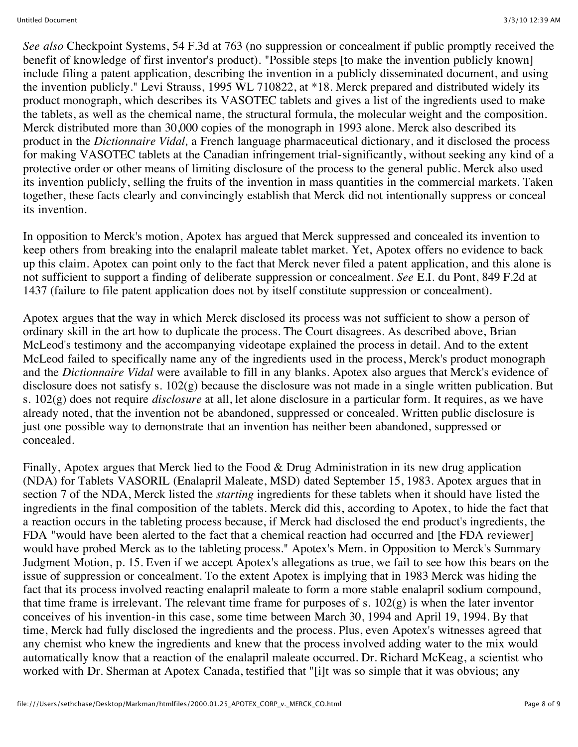*See also* Checkpoint Systems, 54 F.3d at 763 (no suppression or concealment if public promptly received the benefit of knowledge of first inventor's product). "Possible steps [to make the invention publicly known] include filing a patent application, describing the invention in a publicly disseminated document, and using the invention publicly." Levi Strauss, 1995 WL 710822, at *18. Merck prepared and distributed widely its product monograph, which describes its VASOTEC tablets and gives a list of the ingredients used to make the tablets, as well as the chemical name, the structural formula, the molecular weight and the composition. Merck distributed more than 30,000 copies of the monograph in 1993 alone. Merck also described its product in the *Dictionnaire Vidal,* a French language pharmaceutical dictionary, and it disclosed the process for making VASOTEC tablets at the Canadian infringement trial-significantly, without seeking any kind of a protective order or other means of limiting disclosure of the process to the general public. Merck also used its invention publicly, selling the fruits of the invention in mass quantities in the commercial markets. Taken together, these facts clearly and convincingly establish that Merck did not intentionally suppress or conceal its invention.

In opposition to Merck's motion, Apotex has argued that Merck suppressed and concealed its invention to keep others from breaking into the enalapril maleate tablet market. Yet, Apotex offers no evidence to back up this claim. Apotex can point only to the fact that Merck never filed a patent application, and this alone is not sufficient to support a finding of deliberate suppression or concealment. *See* E.I. du Pont, 849 F.2d at 1437 (failure to file patent application does not by itself constitute suppression or concealment).

Apotex argues that the way in which Merck disclosed its process was not sufficient to show a person of ordinary skill in the art how to duplicate the process. The Court disagrees. As described above, Brian McLeod's testimony and the accompanying videotape explained the process in detail. And to the extent McLeod failed to specifically name any of the ingredients used in the process, Merck's product monograph and the *Dictionnaire Vidal* were available to fill in any blanks. Apotex also argues that Merck's evidence of disclosure does not satisfy s. 102(g) because the disclosure was not made in a single written publication. But s. 102(g) does not require *disclosure* at all, let alone disclosure in a particular form. It requires, as we have already noted, that the invention not be abandoned, suppressed or concealed. Written public disclosure is just one possible way to demonstrate that an invention has neither been abandoned, suppressed or concealed.

Finally, Apotex argues that Merck lied to the Food & Drug Administration in its new drug application (NDA) for Tablets VASORIL (Enalapril Maleate, MSD) dated September 15, 1983. Apotex argues that in section 7 of the NDA, Merck listed the *starting* ingredients for these tablets when it should have listed the ingredients in the final composition of the tablets. Merck did this, according to Apotex, to hide the fact that a reaction occurs in the tableting process because, if Merck had disclosed the end product's ingredients, the FDA "would have been alerted to the fact that a chemical reaction had occurred and [the FDA reviewer] would have probed Merck as to the tableting process." Apotex's Mem. in Opposition to Merck's Summary Judgment Motion, p. 15. Even if we accept Apotex's allegations as true, we fail to see how this bears on the issue of suppression or concealment. To the extent Apotex is implying that in 1983 Merck was hiding the fact that its process involved reacting enalapril maleate to form a more stable enalapril sodium compound, that time frame is irrelevant. The relevant time frame for purposes of s. 102(g) is when the later inventor conceives of his invention-in this case, some time between March 30, 1994 and April 19, 1994. By that time, Merck had fully disclosed the ingredients and the process. Plus, even Apotex's witnesses agreed that any chemist who knew the ingredients and knew that the process involved adding water to the mix would automatically know that a reaction of the enalapril maleate occurred. Dr. Richard McKeag, a scientist who worked with Dr. Sherman at Apotex Canada, testified that "[i]t was so simple that it was obvious; any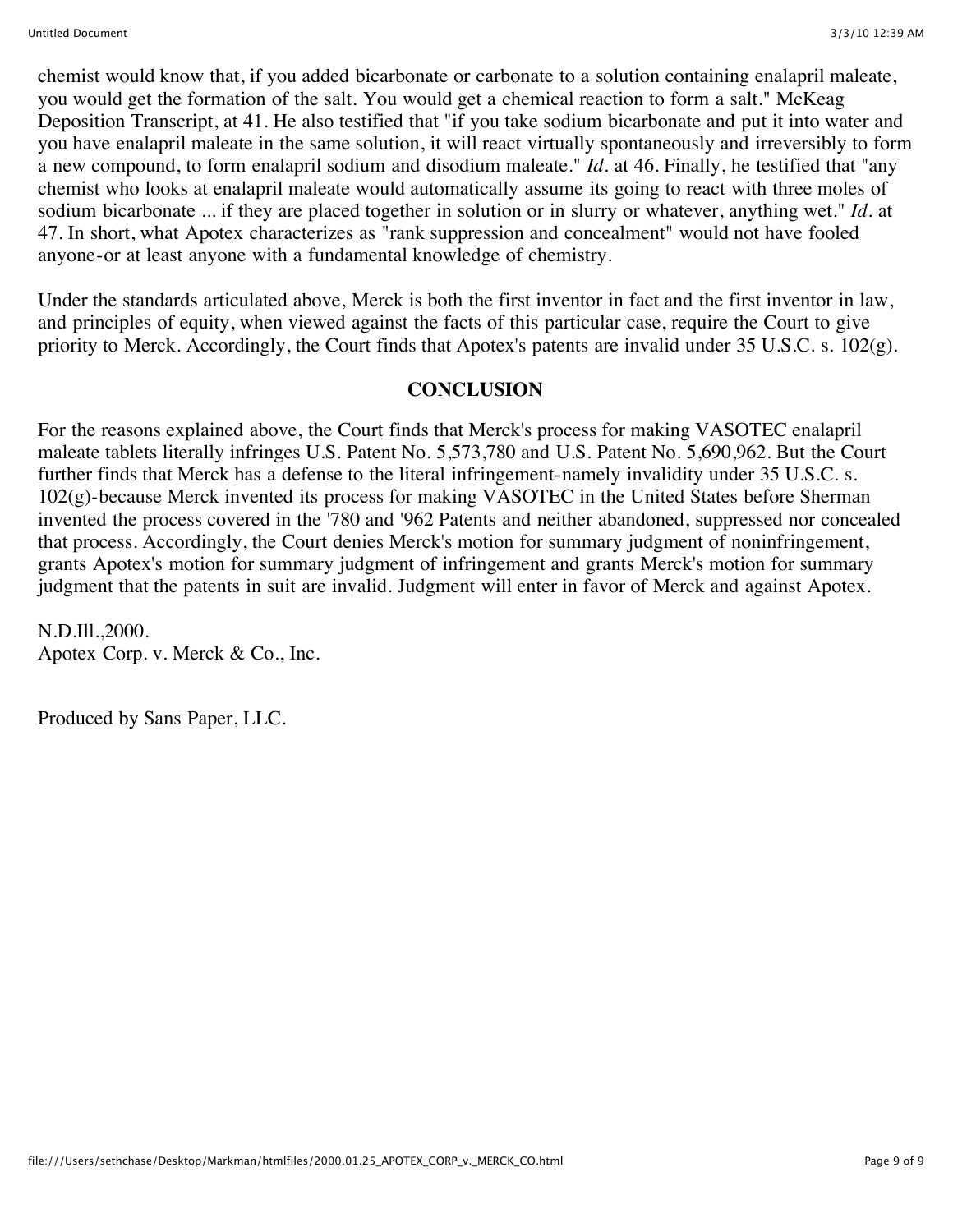chemist would know that, if you added bicarbonate or carbonate to a solution containing enalapril maleate, you would get the formation of the salt. You would get a chemical reaction to form a salt." McKeag Deposition Transcript, at 41. He also testified that "if you take sodium bicarbonate and put it into water and you have enalapril maleate in the same solution, it will react virtually spontaneously and irreversibly to form a new compound, to form enalapril sodium and disodium maleate." *Id.* at 46. Finally, he testified that "any chemist who looks at enalapril maleate would automatically assume its going to react with three moles of sodium bicarbonate ... if they are placed together in solution or in slurry or whatever, anything wet." *Id.* at 47. In short, what Apotex characterizes as "rank suppression and concealment" would not have fooled anyone-or at least anyone with a fundamental knowledge of chemistry.

Under the standards articulated above, Merck is both the first inventor in fact and the first inventor in law, and principles of equity, when viewed against the facts of this particular case, require the Court to give priority to Merck. Accordingly, the Court finds that Apotex's patents are invalid under 35 U.S.C. s. 102(g).

## CONCLUSION

For the reasons explained above, the Court finds that Merck's process for making VASOTEC enalapril maleate tablets literally infringes U.S. Patent No. 5,573,780 and U.S. Patent No. 5,690,962. But the Court further finds that Merck has a defense to the literal infringement-namely invalidity under 35 U.S.C. s. 102(g)-because Merck invented its process for making VASOTEC in the United States before Sherman invented the process covered in the '780 and '962 Patents and neither abandoned, suppressed nor concealed that process. Accordingly, the Court denies Merck's motion for summary judgment of noninfringement, grants Apotex's motion for summary judgment of infringement and grants Merck's motion for summary judgment that the patents in suit are invalid. Judgment will enter in favor of Merck and against Apotex.

N.D.Ill.,2000.
Apotex Corp. v. Merck & Co., Inc.

Produced by Sans Paper, LLC.